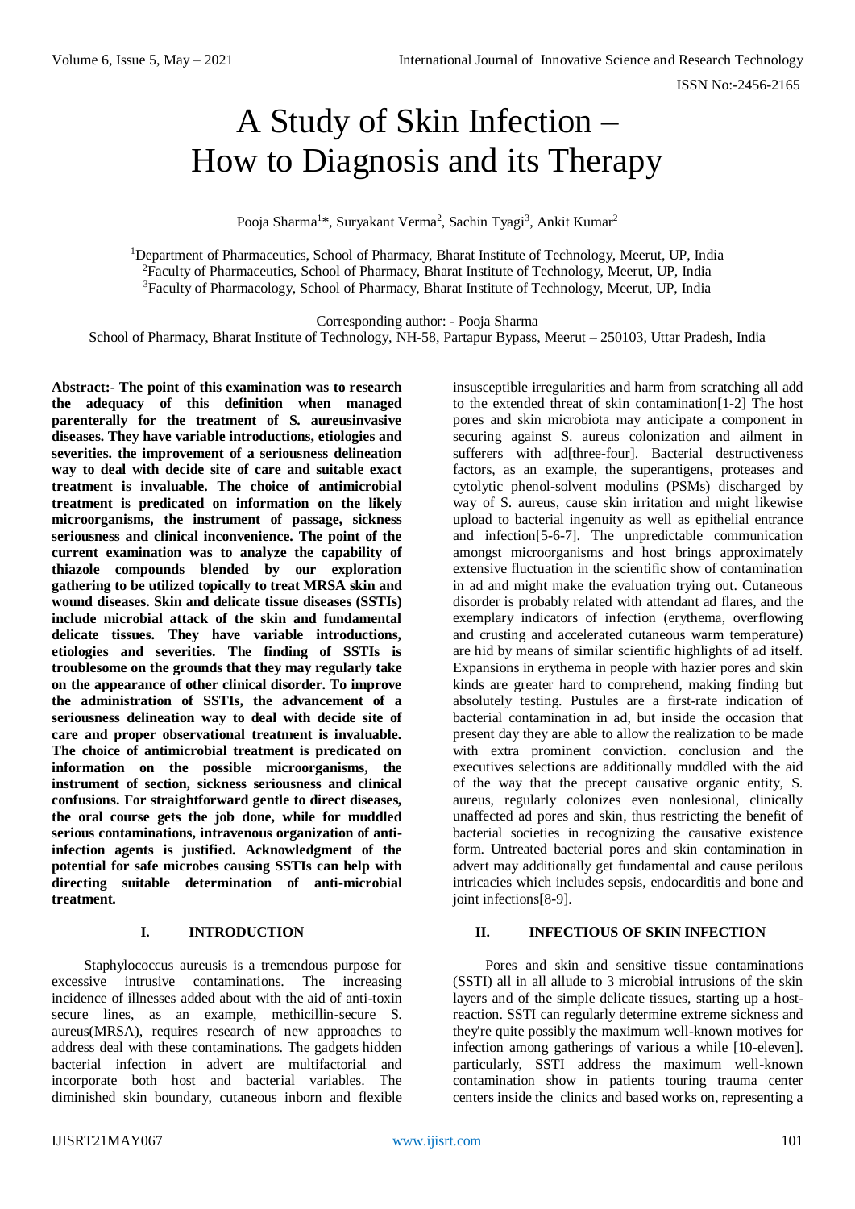# A Study of Skin Infection – How to Diagnosis and its Therapy

Pooja Sharma[1]*, Suryakant Verma[2], Sachin Tyagi[3], Ankit Kumar[2]

[1]Department of Pharmaceutics, School of Pharmacy, Bharat Institute of Technology, Meerut, UP, India
[2]Faculty of Pharmaceutics, School of Pharmacy, Bharat Institute of Technology, Meerut, UP, India
[3]Faculty of Pharmacology, School of Pharmacy, Bharat Institute of Technology, Meerut, UP, India

Corresponding author: - Pooja Sharma
School of Pharmacy, Bharat Institute of Technology, NH-58, Partapur Bypass, Meerut – 250103, Uttar Pradesh, India

**Abstract:- The point of this examination was to research the adequacy of this definition when managed parenterally for the treatment of S. aureusinvasive diseases. They have variable introductions, etiologies and severities. the improvement of a seriousness delineation way to deal with decide site of care and suitable exact treatment is invaluable. The choice of antimicrobial treatment is predicated on information on the likely microorganisms, the instrument of passage, sickness seriousness and clinical inconvenience. The point of the current examination was to analyze the capability of thiazole compounds blended by our exploration gathering to be utilized topically to treat MRSA skin and wound diseases. Skin and delicate tissue diseases (SSTIs) include microbial attack of the skin and fundamental delicate tissues. They have variable introductions, etiologies and severities. The finding of SSTIs is troublesome on the grounds that they may regularly take on the appearance of other clinical disorder. To improve the administration of SSTIs, the advancement of a seriousness delineation way to deal with decide site of care and proper observational treatment is invaluable. The choice of antimicrobial treatment is predicated on information on the possible microorganisms, the instrument of section, sickness seriousness and clinical confusions. For straightforward gentle to direct diseases, the oral course gets the job done, while for muddled serious contaminations, intravenous organization of anti-infection agents is justified. Acknowledgment of the potential for safe microbes causing SSTIs can help with directing suitable determination of anti-microbial treatment.**

## I. INTRODUCTION

Staphylococcus aureusis is a tremendous purpose for excessive intrusive contaminations. The increasing incidence of illnesses added about with the aid of anti-toxin secure lines, as an example, methicillin-secure S. aureus(MRSA), requires research of new approaches to address deal with these contaminations. The gadgets hidden bacterial infection in advert are multifactorial and incorporate both host and bacterial variables. The diminished skin boundary, cutaneous inborn and flexible insusceptible irregularities and harm from scratching all add to the extended threat of skin contamination[1-2] The host pores and skin microbiota may anticipate a component in securing against S. aureus colonization and ailment in sufferers with ad[three-four]. Bacterial destructiveness factors, as an example, the superantigens, proteases and cytolytic phenol-solvent modulins (PSMs) discharged by way of S. aureus, cause skin irritation and might likewise upload to bacterial ingenuity as well as epithelial entrance and infection[5-6-7]. The unpredictable communication amongst microorganisms and host brings approximately extensive fluctuation in the scientific show of contamination in ad and might make the evaluation trying out. Cutaneous disorder is probably related with attendant ad flares, and the exemplary indicators of infection (erythema, overflowing and crusting and accelerated cutaneous warm temperature) are hid by means of similar scientific highlights of ad itself. Expansions in erythema in people with hazier pores and skin kinds are greater hard to comprehend, making finding but absolutely testing. Pustules are a first-rate indication of bacterial contamination in ad, but inside the occasion that present day they are able to allow the realization to be made with extra prominent conviction. conclusion and the executives selections are additionally muddled with the aid of the way that the precept causative organic entity, S. aureus, regularly colonizes even nonlesional, clinically unaffected ad pores and skin, thus restricting the benefit of bacterial societies in recognizing the causative existence form. Untreated bacterial pores and skin contamination in advert may additionally get fundamental and cause perilous intricacies which includes sepsis, endocarditis and bone and joint infections[8-9].

## II. INFECTIOUS OF SKIN INFECTION

Pores and skin and sensitive tissue contaminations (SSTI) all in all allude to 3 microbial intrusions of the skin layers and of the simple delicate tissues, starting up a host-reaction. SSTI can regularly determine extreme sickness and they're quite possibly the maximum well-known motives for infection among gatherings of various a while [10-eleven]. particularly, SSTI address the maximum well-known contamination show in patients touring trauma center centers inside the clinics and based works on, representing a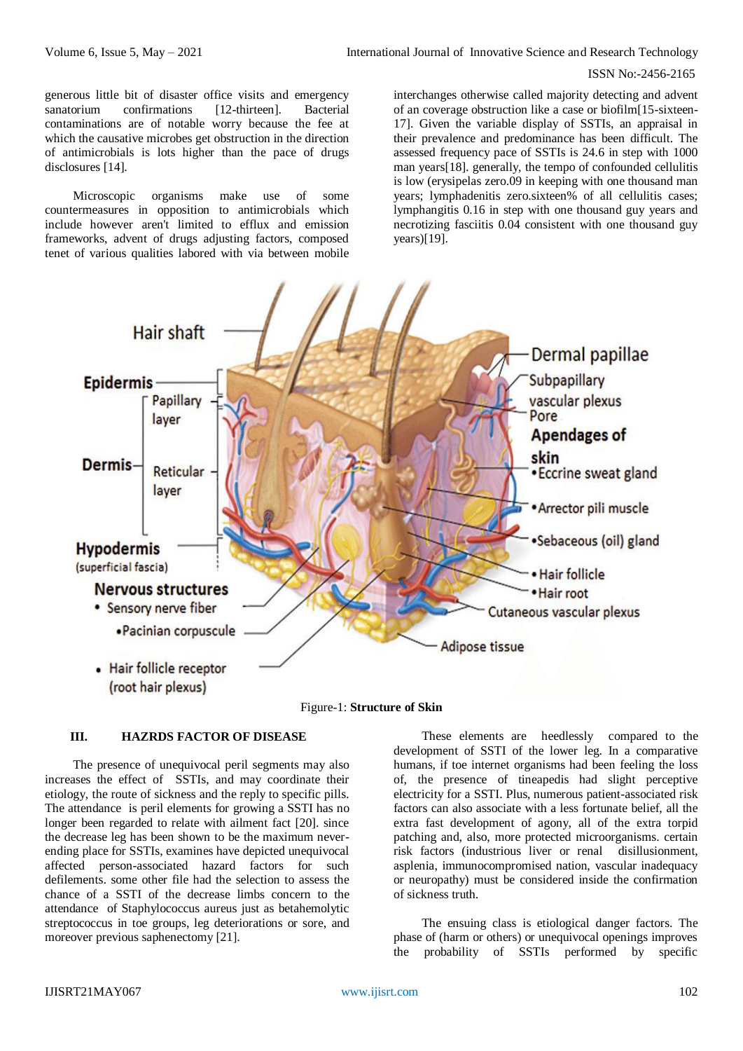generous little bit of disaster office visits and emergency sanatorium confirmations [12-thirteen]. Bacterial contaminations are of notable worry because the fee at which the causative microbes get obstruction in the direction of antimicrobials is lots higher than the pace of drugs disclosures [14].

Microscopic organisms make use of some countermeasures in opposition to antimicrobials which include however aren't limited to efflux and emission frameworks, advent of drugs adjusting factors, composed tenet of various qualities labored with via between mobile interchanges otherwise called majority detecting and advent of an coverage obstruction like a case or biofilm[15-sixteen-17]. Given the variable display of SSTIs, an appraisal in their prevalence and predominance has been difficult. The assessed frequency pace of SSTIs is 24.6 in step with 1000 man years[18]. generally, the tempo of confounded cellulitis is low (erysipelas zero.09 in keeping with one thousand man years; lymphadenitis zero.sixteen% of all cellulitis cases; lymphangitis 0.16 in step with one thousand guy years and necrotizing fasciitis 0.04 consistent with one thousand guy years)[19].

Figure-1: **Structure of Skin**

## III. HAZRDS FACTOR OF DISEASE

The presence of unequivocal peril segments may also increases the effect of SSTIs, and may coordinate their etiology, the route of sickness and the reply to specific pills. The attendance is peril elements for growing a SSTI has no longer been regarded to relate with ailment fact [20]. since the decrease leg has been shown to be the maximum never-ending place for SSTIs, examines have depicted unequivocal affected person-associated hazard factors for such defilements. some other file had the selection to assess the chance of a SSTI of the decrease limbs concern to the attendance of Staphylococcus aureus just as betahemolytic streptococcus in toe groups, leg deteriorations or sore, and moreover previous saphenectomy [21].

These elements are heedlessly compared to the development of SSTI of the lower leg. In a comparative humans, if toe internet organisms had been feeling the loss of, the presence of tineapedis had slight perceptive electricity for a SSTI. Plus, numerous patient-associated risk factors can also associate with a less fortunate belief, all the extra fast development of agony, all of the extra torpid patching and, also, more protected microorganisms. certain risk factors (industrious liver or renal disillusionment, asplenia, immunocompromised nation, vascular inadequacy or neuropathy) must be considered inside the confirmation of sickness truth.

The ensuing class is etiological danger factors. The phase of (harm or others) or unequivocal openings improves the probability of SSTIs performed by specific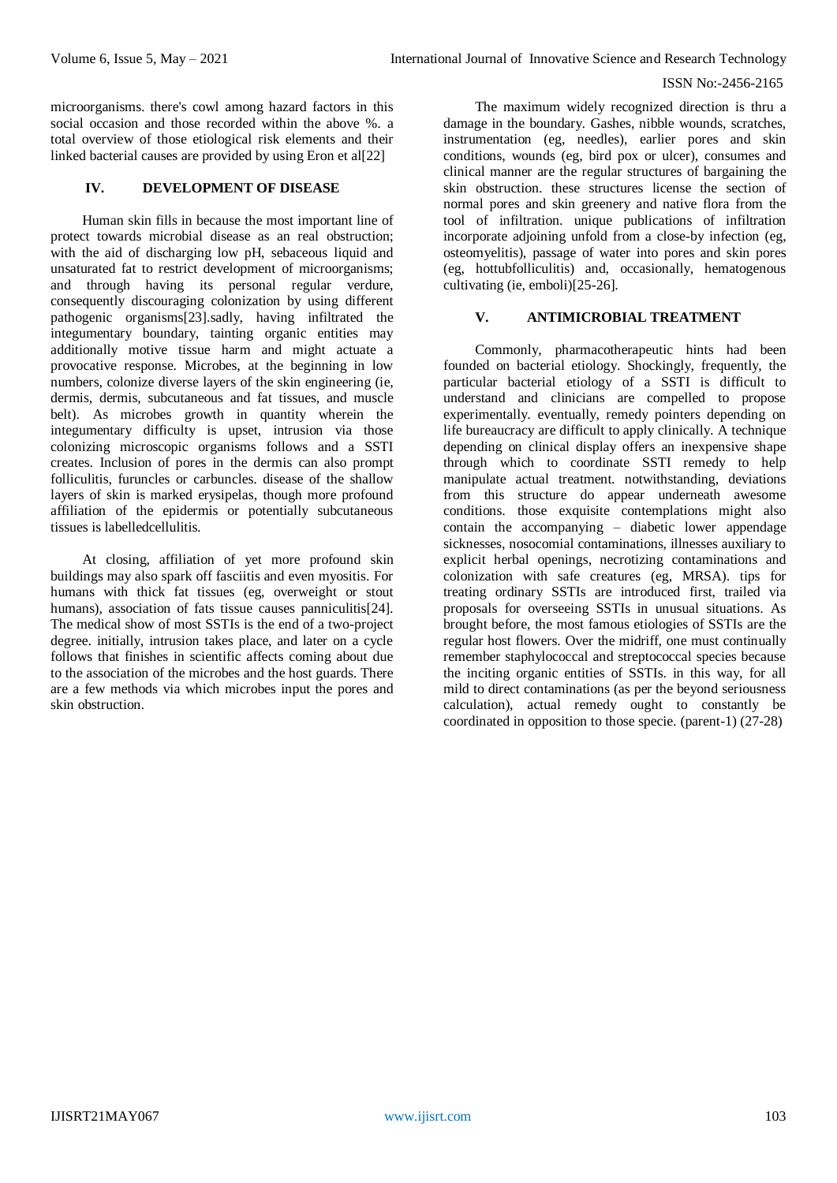microorganisms. there's cowl among hazard factors in this social occasion and those recorded within the above %. a total overview of those etiological risk elements and their linked bacterial causes are provided by using Eron et al[22]

## IV. DEVELOPMENT OF DISEASE

Human skin fills in because the most important line of protect towards microbial disease as an real obstruction; with the aid of discharging low pH, sebaceous liquid and unsaturated fat to restrict development of microorganisms; and through having its personal regular verdure, consequently discouraging colonization by using different pathogenic organisms[23].sadly, having infiltrated the integumentary boundary, tainting organic entities may additionally motive tissue harm and might actuate a provocative response. Microbes, at the beginning in low numbers, colonize diverse layers of the skin engineering (ie, dermis, dermis, subcutaneous and fat tissues, and muscle belt). As microbes growth in quantity wherein the integumentary difficulty is upset, intrusion via those colonizing microscopic organisms follows and a SSTI creates. Inclusion of pores in the dermis can also prompt folliculitis, furuncles or carbuncles. disease of the shallow layers of skin is marked erysipelas, though more profound affiliation of the epidermis or potentially subcutaneous tissues is labelledcellulitis.

At closing, affiliation of yet more profound skin buildings may also spark off fasciitis and even myositis. For humans with thick fat tissues (eg, overweight or stout humans), association of fats tissue causes panniculitis[24]. The medical show of most SSTIs is the end of a two-project degree. initially, intrusion takes place, and later on a cycle follows that finishes in scientific affects coming about due to the association of the microbes and the host guards. There are a few methods via which microbes input the pores and skin obstruction.

The maximum widely recognized direction is thru a damage in the boundary. Gashes, nibble wounds, scratches, instrumentation (eg, needles), earlier pores and skin conditions, wounds (eg, bird pox or ulcer), consumes and clinical manner are the regular structures of bargaining the skin obstruction. these structures license the section of normal pores and skin greenery and native flora from the tool of infiltration. unique publications of infiltration incorporate adjoining unfold from a close-by infection (eg, osteomyelitis), passage of water into pores and skin pores (eg, hottubfolliculitis) and, occasionally, hematogenous cultivating (ie, emboli)[25-26].

## V. ANTIMICROBIAL TREATMENT

Commonly, pharmacotherapeutic hints had been founded on bacterial etiology. Shockingly, frequently, the particular bacterial etiology of a SSTI is difficult to understand and clinicians are compelled to propose experimentally. eventually, remedy pointers depending on life bureaucracy are difficult to apply clinically. A technique depending on clinical display offers an inexpensive shape through which to coordinate SSTI remedy to help manipulate actual treatment. notwithstanding, deviations from this structure do appear underneath awesome conditions. those exquisite contemplations might also contain the accompanying – diabetic lower appendage sicknesses, nosocomial contaminations, illnesses auxiliary to explicit herbal openings, necrotizing contaminations and colonization with safe creatures (eg, MRSA). tips for treating ordinary SSTIs are introduced first, trailed via proposals for overseeing SSTIs in unusual situations. As brought before, the most famous etiologies of SSTIs are the regular host flowers. Over the midriff, one must continually remember staphylococcal and streptococcal species because the inciting organic entities of SSTIs. in this way, for all mild to direct contaminations (as per the beyond seriousness calculation), actual remedy ought to constantly be coordinated in opposition to those specie. (parent-1) (27-28)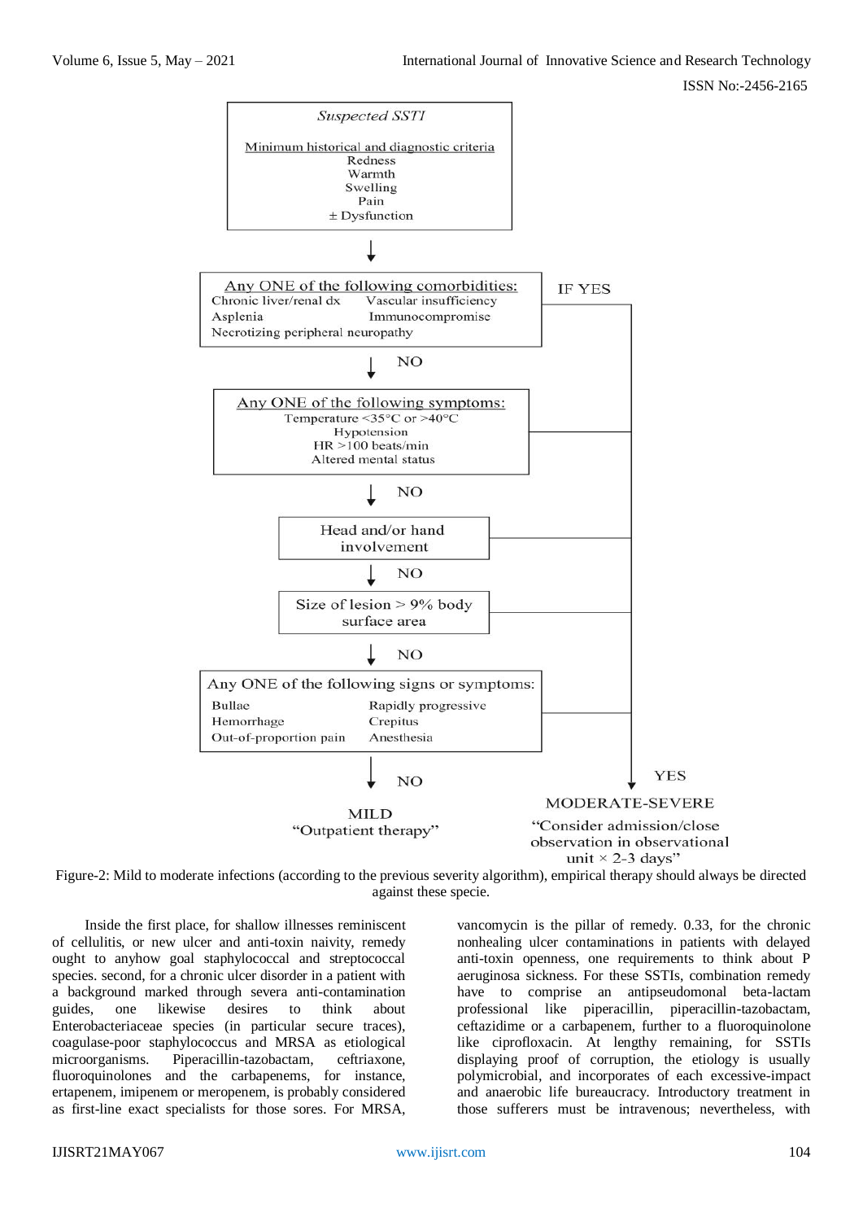Suspected SSTI

Minimum historical and diagnostic criteria
Redness
Warmth
Swelling
Pain
± Dysfunction

↓

Any ONE of the following comorbidities:
Chronic liver/renal dx — Vascular insufficiency
Asplenia — Immunocompromise
Necrotizing peripheral neuropathy

IF YES → MODERATE-SEVERE

↓ NO

Any ONE of the following symptoms:
Temperature <35°C or >40°C
Hypotension
HR >100 beats/min
Altered mental status

↓ NO

Head and/or hand involvement

↓ NO

Size of lesion > 9% body surface area

↓ NO

Any ONE of the following signs or symptoms:
Bullae — Rapidly progressive
Hemorrhage — Crepitus
Out-of-proportion pain — Anesthesia

↓ NO → MILD "Outpatient therapy"

YES → MODERATE-SEVERE "Consider admission/close observation in observational unit × 2-3 days"

Figure-2: Mild to moderate infections (according to the previous severity algorithm), empirical therapy should always be directed against these specie.

Inside the first place, for shallow illnesses reminiscent of cellulitis, or new ulcer and anti-toxin naivity, remedy ought to anyhow goal staphylococcal and streptococcal species. second, for a chronic ulcer disorder in a patient with a background marked through severa anti-contamination guides, one likewise desires to think about Enterobacteriaceae species (in particular secure traces), coagulase-poor staphylococcus and MRSA as etiological microorganisms. Piperacillin-tazobactam, ceftriaxone, fluoroquinolones and the carbapenems, for instance, ertapenem, imipenem or meropenem, is probably considered as first-line exact specialists for those sores. For MRSA, vancomycin is the pillar of remedy. 0.33, for the chronic nonhealing ulcer contaminations in patients with delayed anti-toxin openness, one requirements to think about P aeruginosa sickness. For these SSTIs, combination remedy have to comprise an antipseudomonal beta-lactam professional like piperacillin, piperacillin-tazobactam, ceftazidime or a carbapenem, further to a fluoroquinolone like ciprofloxacin. At lengthy remaining, for SSTIs displaying proof of corruption, the etiology is usually polymicrobial, and incorporates of each excessive-impact and anaerobic life bureaucracy. Introductory treatment in those sufferers must be intravenous; nevertheless, with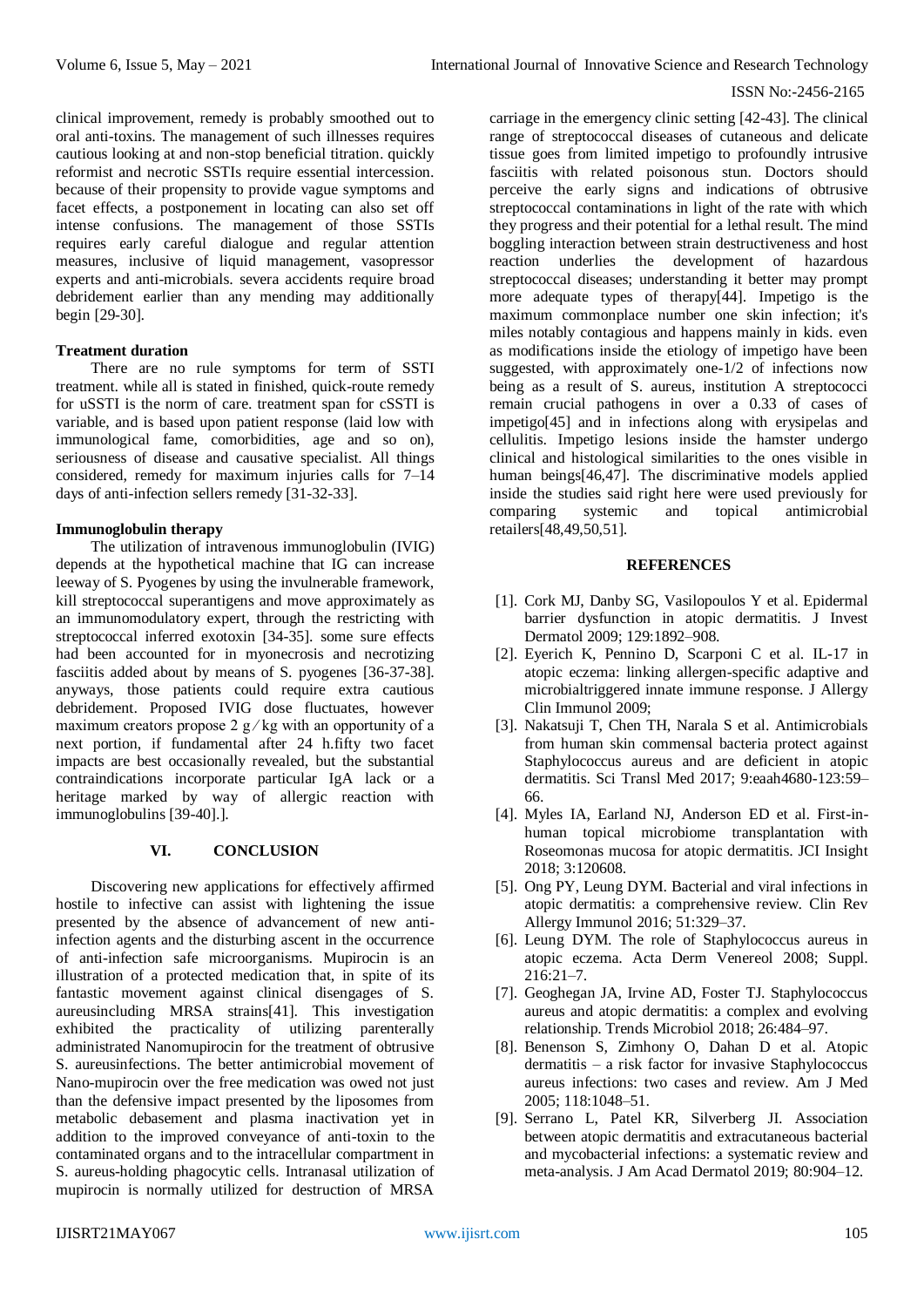clinical improvement, remedy is probably smoothed out to oral anti-toxins. The management of such illnesses requires cautious looking at and non-stop beneficial titration. quickly reformist and necrotic SSTIs require essential intercession. because of their propensity to provide vague symptoms and facet effects, a postponement in locating can also set off intense confusions. The management of those SSTIs requires early careful dialogue and regular attention measures, inclusive of liquid management, vasopressor experts and anti-microbials. severa accidents require broad debridement earlier than any mending may additionally begin [29-30].

### Treatment duration

There are no rule symptoms for term of SSTI treatment. while all is stated in finished, quick-route remedy for uSSTI is the norm of care. treatment span for cSSTI is variable, and is based upon patient response (laid low with immunological fame, comorbidities, age and so on), seriousness of disease and causative specialist. All things considered, remedy for maximum injuries calls for 7–14 days of anti-infection sellers remedy [31-32-33].

### Immunoglobulin therapy

The utilization of intravenous immunoglobulin (IVIG) depends at the hypothetical machine that IG can increase leeway of S. Pyogenes by using the invulnerable framework, kill streptococcal superantigens and move approximately as an immunomodulatory expert, through the restricting with streptococcal inferred exotoxin [34-35]. some sure effects had been accounted for in myonecrosis and necrotizing fasciitis added about by means of S. pyogenes [36-37-38]. anyways, those patients could require extra cautious debridement. Proposed IVIG dose fluctuates, however maximum creators propose 2 g ⁄ kg with an opportunity of a next portion, if fundamental after 24 h.fifty two facet impacts are best occasionally revealed, but the substantial contraindications incorporate particular IgA lack or a heritage marked by way of allergic reaction with immunoglobulins [39-40].].

## VI. CONCLUSION

Discovering new applications for effectively affirmed hostile to infective can assist with lightening the issue presented by the absence of advancement of new anti-infection agents and the disturbing ascent in the occurrence of anti-infection safe microorganisms. Mupirocin is an illustration of a protected medication that, in spite of its fantastic movement against clinical disengages of S. aureusincluding MRSA strains[41]. This investigation exhibited the practicality of utilizing parenterally administrated Nanomupirocin for the treatment of obtrusive S. aureusinfections. The better antimicrobial movement of Nano-mupirocin over the free medication was owed not just than the defensive impact presented by the liposomes from metabolic debasement and plasma inactivation yet in addition to the improved conveyance of anti-toxin to the contaminated organs and to the intracellular compartment in S. aureus-holding phagocytic cells. Intranasal utilization of mupirocin is normally utilized for destruction of MRSA carriage in the emergency clinic setting [42-43]. The clinical range of streptococcal diseases of cutaneous and delicate tissue goes from limited impetigo to profoundly intrusive fasciitis with related poisonous stun. Doctors should perceive the early signs and indications of obtrusive streptococcal contaminations in light of the rate with which they progress and their potential for a lethal result. The mind boggling interaction between strain destructiveness and host reaction underlies the development of hazardous streptococcal diseases; understanding it better may prompt more adequate types of therapy[44]. Impetigo is the maximum commonplace number one skin infection; it's miles notably contagious and happens mainly in kids. even as modifications inside the etiology of impetigo have been suggested, with approximately one-1/2 of infections now being as a result of S. aureus, institution A streptococci remain crucial pathogens in over a 0.33 of cases of impetigo[45] and in infections along with erysipelas and cellulitis. Impetigo lesions inside the hamster undergo clinical and histological similarities to the ones visible in human beings[46,47]. The discriminative models applied inside the studies said right here were used previously for comparing systemic and topical antimicrobial retailers[48,49,50,51].

## REFERENCES

[1]. Cork MJ, Danby SG, Vasilopoulos Y et al. Epidermal barrier dysfunction in atopic dermatitis. J Invest Dermatol 2009; 129:1892–908.

[2]. Eyerich K, Pennino D, Scarponi C et al. IL-17 in atopic eczema: linking allergen-specific adaptive and microbialtriggered innate immune response. J Allergy Clin Immunol 2009;

[3]. Nakatsuji T, Chen TH, Narala S et al. Antimicrobials from human skin commensal bacteria protect against Staphylococcus aureus and are deficient in atopic dermatitis. Sci Transl Med 2017; 9:eaah4680-123:59–66.

[4]. Myles IA, Earland NJ, Anderson ED et al. First-in-human topical microbiome transplantation with Roseomonas mucosa for atopic dermatitis. JCI Insight 2018; 3:120608.

[5]. Ong PY, Leung DYM. Bacterial and viral infections in atopic dermatitis: a comprehensive review. Clin Rev Allergy Immunol 2016; 51:329–37.

[6]. Leung DYM. The role of Staphylococcus aureus in atopic eczema. Acta Derm Venereol 2008; Suppl. 216:21–7.

[7]. Geoghegan JA, Irvine AD, Foster TJ. Staphylococcus aureus and atopic dermatitis: a complex and evolving relationship. Trends Microbiol 2018; 26:484–97.

[8]. Benenson S, Zimhony O, Dahan D et al. Atopic dermatitis – a risk factor for invasive Staphylococcus aureus infections: two cases and review. Am J Med 2005; 118:1048–51.

[9]. Serrano L, Patel KR, Silverberg JI. Association between atopic dermatitis and extracutaneous bacterial and mycobacterial infections: a systematic review and meta-analysis. J Am Acad Dermatol 2019; 80:904–12.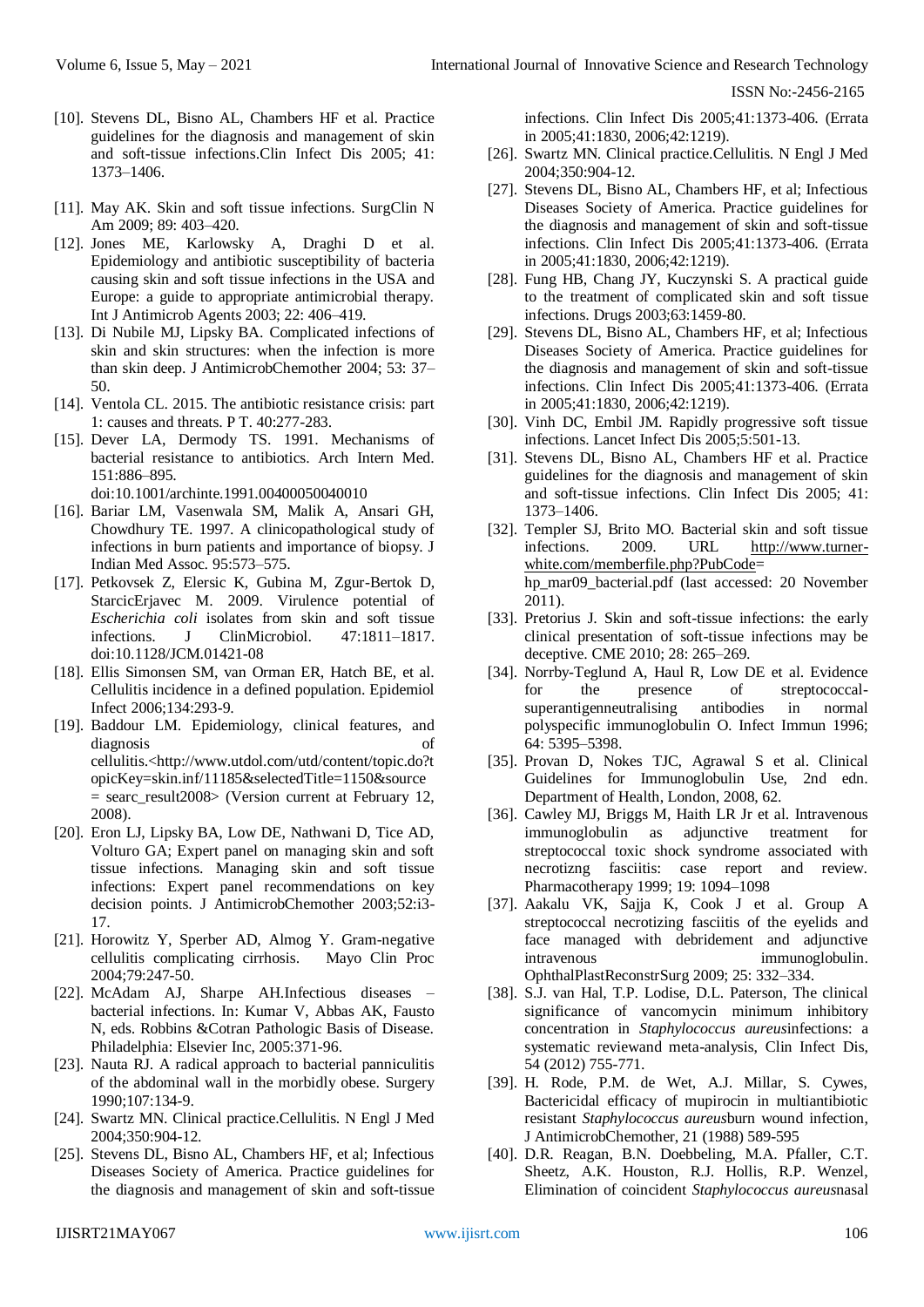[10]. Stevens DL, Bisno AL, Chambers HF et al. Practice guidelines for the diagnosis and management of skin and soft-tissue infections.Clin Infect Dis 2005; 41: 1373–1406.

[11]. May AK. Skin and soft tissue infections. SurgClin N Am 2009; 89: 403–420.

[12]. Jones ME, Karlowsky A, Draghi D et al. Epidemiology and antibiotic susceptibility of bacteria causing skin and soft tissue infections in the USA and Europe: a guide to appropriate antimicrobial therapy. Int J Antimicrob Agents 2003; 22: 406–419.

[13]. Di Nubile MJ, Lipsky BA. Complicated infections of skin and skin structures: when the infection is more than skin deep. J AntimicrobChemother 2004; 53: 37–50.

[14]. Ventola CL. 2015. The antibiotic resistance crisis: part 1: causes and threats. P T. 40:277-283.

[15]. Dever LA, Dermody TS. 1991. Mechanisms of bacterial resistance to antibiotics. Arch Intern Med. 151:886–895. doi:10.1001/archinte.1991.00400050040010

[16]. Bariar LM, Vasenwala SM, Malik A, Ansari GH, Chowdhury TE. 1997. A clinicopathological study of infections in burn patients and importance of biopsy. J Indian Med Assoc. 95:573–575.

[17]. Petkovsek Z, Elersic K, Gubina M, Zgur-Bertok D, StarcicErjavec M. 2009. Virulence potential of *Escherichia coli* isolates from skin and soft tissue infections. J ClinMicrobiol. 47:1811–1817. doi:10.1128/JCM.01421-08

[18]. Ellis Simonsen SM, van Orman ER, Hatch BE, et al. Cellulitis incidence in a defined population. Epidemiol Infect 2006;134:293-9.

[19]. Baddour LM. Epidemiology, clinical features, and diagnosis of cellulitis.<http://www.utdol.com/utd/content/topic.do?topicKey=skin.inf/11185&selectedTitle=1150&source = searc_result2008> (Version current at February 12, 2008).

[20]. Eron LJ, Lipsky BA, Low DE, Nathwani D, Tice AD, Volturo GA; Expert panel on managing skin and soft tissue infections. Managing skin and soft tissue infections: Expert panel recommendations on key decision points. J AntimicrobChemother 2003;52:i3-17.

[21]. Horowitz Y, Sperber AD, Almog Y. Gram-negative cellulitis complicating cirrhosis. Mayo Clin Proc 2004;79:247-50.

[22]. McAdam AJ, Sharpe AH.Infectious diseases – bacterial infections. In: Kumar V, Abbas AK, Fausto N, eds. Robbins &Cotran Pathologic Basis of Disease. Philadelphia: Elsevier Inc, 2005:371-96.

[23]. Nauta RJ. A radical approach to bacterial panniculitis of the abdominal wall in the morbidly obese. Surgery 1990;107:134-9.

[24]. Swartz MN. Clinical practice.Cellulitis. N Engl J Med 2004;350:904-12.

[25]. Stevens DL, Bisno AL, Chambers HF, et al; Infectious Diseases Society of America. Practice guidelines for the diagnosis and management of skin and soft-tissue infections. Clin Infect Dis 2005;41:1373-406. (Errata in 2005;41:1830, 2006;42:1219).

[26]. Swartz MN. Clinical practice.Cellulitis. N Engl J Med 2004;350:904-12.

[27]. Stevens DL, Bisno AL, Chambers HF, et al; Infectious Diseases Society of America. Practice guidelines for the diagnosis and management of skin and soft-tissue infections. Clin Infect Dis 2005;41:1373-406. (Errata in 2005;41:1830, 2006;42:1219).

[28]. Fung HB, Chang JY, Kuczynski S. A practical guide to the treatment of complicated skin and soft tissue infections. Drugs 2003;63:1459-80.

[29]. Stevens DL, Bisno AL, Chambers HF, et al; Infectious Diseases Society of America. Practice guidelines for the diagnosis and management of skin and soft-tissue infections. Clin Infect Dis 2005;41:1373-406. (Errata in 2005;41:1830, 2006;42:1219).

[30]. Vinh DC, Embil JM. Rapidly progressive soft tissue infections. Lancet Infect Dis 2005;5:501-13.

[31]. Stevens DL, Bisno AL, Chambers HF et al. Practice guidelines for the diagnosis and management of skin and soft-tissue infections. Clin Infect Dis 2005; 41: 1373–1406.

[32]. Templer SJ, Brito MO. Bacterial skin and soft tissue infections. 2009. URL http://www.turner-white.com/memberfile.php?PubCode= hp_mar09_bacterial.pdf (last accessed: 20 November 2011).

[33]. Pretorius J. Skin and soft-tissue infections: the early clinical presentation of soft-tissue infections may be deceptive. CME 2010; 28: 265–269.

[34]. Norrby-Teglund A, Haul R, Low DE et al. Evidence for the presence of streptococcal-superantigenneutralising antibodies in normal polyspecific immunoglobulin O. Infect Immun 1996; 64: 5395–5398.

[35]. Provan D, Nokes TJC, Agrawal S et al. Clinical Guidelines for Immunoglobulin Use, 2nd edn. Department of Health, London, 2008, 62.

[36]. Cawley MJ, Briggs M, Haith LR Jr et al. Intravenous immunoglobulin as adjunctive treatment for streptococcal toxic shock syndrome associated with necrotizng fasciitis: case report and review. Pharmacotherapy 1999; 19: 1094–1098

[37]. Aakalu VK, Sajja K, Cook J et al. Group A streptococcal necrotizing fasciitis of the eyelids and face managed with debridement and adjunctive intravenous immunoglobulin. OphthalPlastReconstrSurg 2009; 25: 332–334.

[38]. S.J. van Hal, T.P. Lodise, D.L. Paterson, The clinical significance of vancomycin minimum inhibitory concentration in *Staphylococcus aureus*infections: a systematic reviewand meta-analysis, Clin Infect Dis, 54 (2012) 755-771.

[39]. H. Rode, P.M. de Wet, A.J. Millar, S. Cywes, Bactericidal efficacy of mupirocin in multiantibiotic resistant *Staphylococcus aureus*burn wound infection, J AntimicrobChemother, 21 (1988) 589-595

[40]. D.R. Reagan, B.N. Doebbeling, M.A. Pfaller, C.T. Sheetz, A.K. Houston, R.J. Hollis, R.P. Wenzel, Elimination of coincident *Staphylococcus aureus*nasal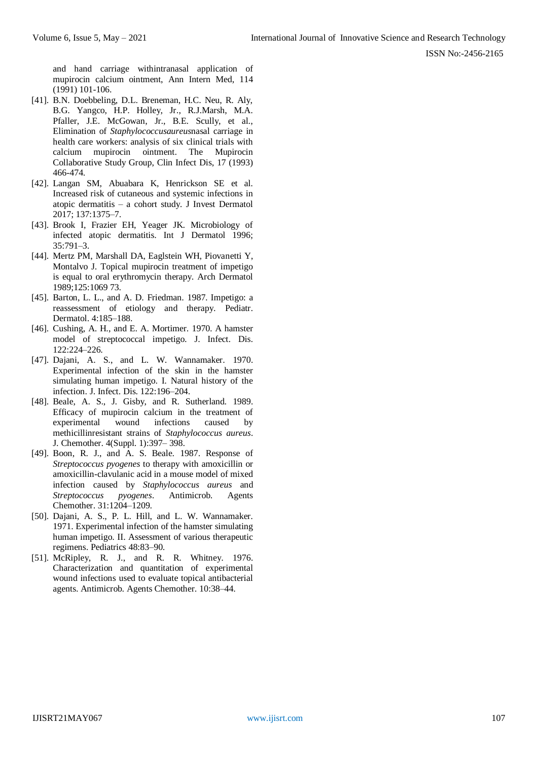and hand carriage withintranasal application of mupirocin calcium ointment, Ann Intern Med, 114 (1991) 101-106.

[41]. B.N. Doebbeling, D.L. Breneman, H.C. Neu, R. Aly, B.G. Yangco, H.P. Holley, Jr., R.J.Marsh, M.A. Pfaller, J.E. McGowan, Jr., B.E. Scully, et al., Elimination of *Staphylococcusaureus*nasal carriage in health care workers: analysis of six clinical trials with calcium mupirocin ointment. The Mupirocin Collaborative Study Group, Clin Infect Dis, 17 (1993) 466-474.

[42]. Langan SM, Abuabara K, Henrickson SE et al. Increased risk of cutaneous and systemic infections in atopic dermatitis – a cohort study. J Invest Dermatol 2017; 137:1375–7.

[43]. Brook I, Frazier EH, Yeager JK. Microbiology of infected atopic dermatitis. Int J Dermatol 1996; 35:791–3.

[44]. Mertz PM, Marshall DA, Eaglstein WH, Piovanetti Y, Montalvo J. Topical mupirocin treatment of impetigo is equal to oral erythromycin therapy. Arch Dermatol 1989;125:1069 73.

[45]. Barton, L. L., and A. D. Friedman. 1987. Impetigo: a reassessment of etiology and therapy. Pediatr. Dermatol. 4:185–188.

[46]. Cushing, A. H., and E. A. Mortimer. 1970. A hamster model of streptococcal impetigo. J. Infect. Dis. 122:224–226.

[47]. Dajani, A. S., and L. W. Wannamaker. 1970. Experimental infection of the skin in the hamster simulating human impetigo. I. Natural history of the infection. J. Infect. Dis. 122:196–204.

[48]. Beale, A. S., J. Gisby, and R. Sutherland. 1989. Efficacy of mupirocin calcium in the treatment of experimental wound infections caused by methicillinresistant strains of *Staphylococcus aureus*. J. Chemother. 4(Suppl. 1):397– 398.

[49]. Boon, R. J., and A. S. Beale. 1987. Response of *Streptococcus pyogenes* to therapy with amoxicillin or amoxicillin-clavulanic acid in a mouse model of mixed infection caused by *Staphylococcus aureus* and *Streptococcus pyogenes*. Antimicrob. Agents Chemother. 31:1204–1209.

[50]. Dajani, A. S., P. L. Hill, and L. W. Wannamaker. 1971. Experimental infection of the hamster simulating human impetigo. II. Assessment of various therapeutic regimens. Pediatrics 48:83–90.

[51]. McRipley, R. J., and R. R. Whitney. 1976. Characterization and quantitation of experimental wound infections used to evaluate topical antibacterial agents. Antimicrob. Agents Chemother. 10:38–44.